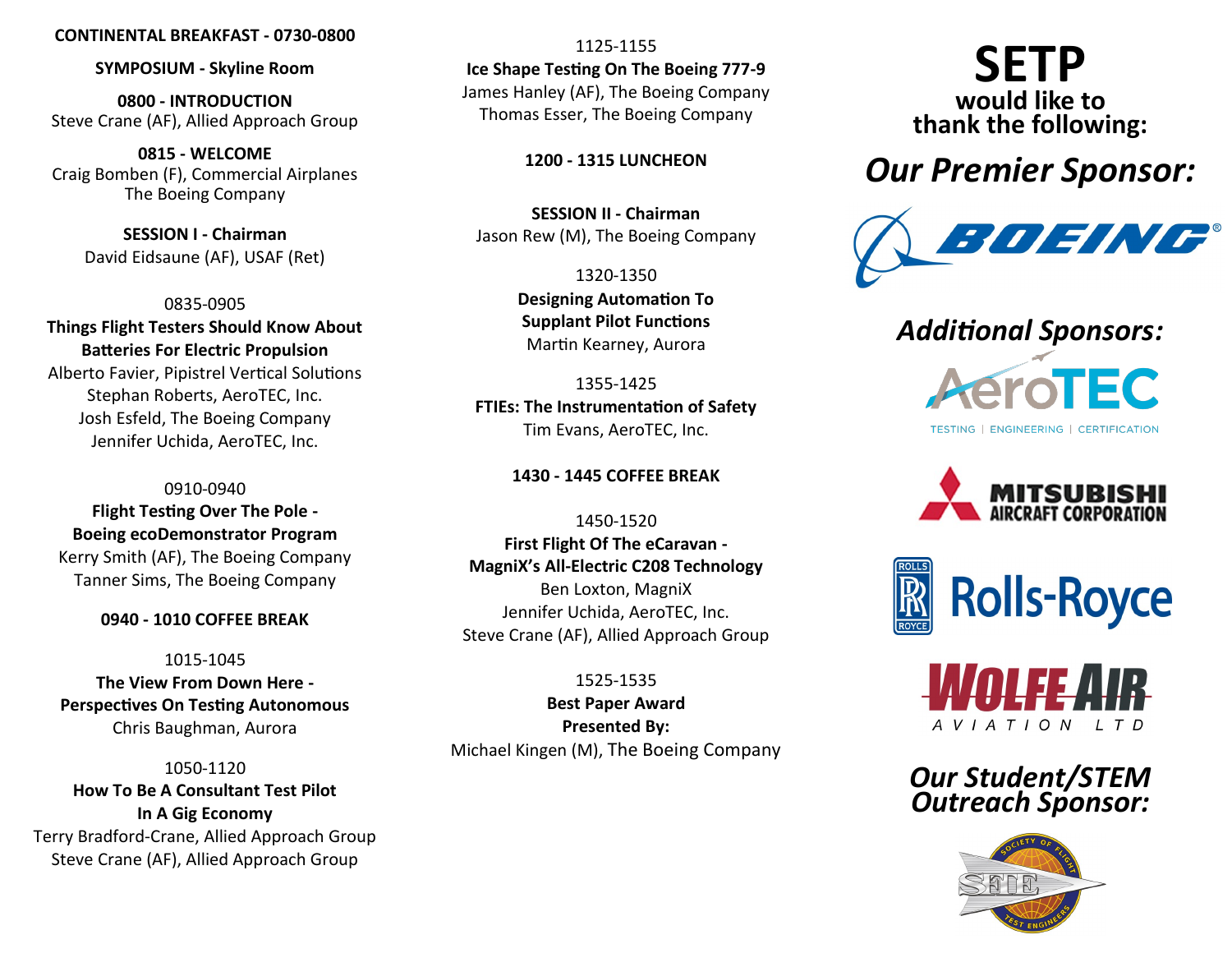**CONTINENTAL BREAKFAST - 0730-0800**

**SYMPOSIUM - Skyline Room**

**0800 - INTRODUCTION**
Steve Crane (AF), Allied Approach Group

**0815 - WELCOME**
Craig Bomben (F), Commercial Airplanes
The Boeing Company

**SESSION I - Chairman**
David Eidsaune (AF), USAF (Ret)

0835-0905
**Things Flight Testers Should Know About Batteries For Electric Propulsion**
Alberto Favier, Pipistrel Vertical Solutions
Stephan Roberts, AeroTEC, Inc.
Josh Esfeld, The Boeing Company
Jennifer Uchida, AeroTEC, Inc.

0910-0940
**Flight Testing Over The Pole - Boeing ecoDemonstrator Program**
Kerry Smith (AF), The Boeing Company
Tanner Sims, The Boeing Company

**0940 - 1010 COFFEE BREAK**

1015-1045
**The View From Down Here - Perspectives On Testing Autonomous**
Chris Baughman, Aurora

1050-1120
**How To Be A Consultant Test Pilot In A Gig Economy**
Terry Bradford-Crane, Allied Approach Group
Steve Crane (AF), Allied Approach Group

1125-1155
**Ice Shape Testing On The Boeing 777-9**
James Hanley (AF), The Boeing Company
Thomas Esser, The Boeing Company

**1200 - 1315 LUNCHEON**

**SESSION II - Chairman**
Jason Rew (M), The Boeing Company

1320-1350
**Designing Automation To Supplant Pilot Functions**
Martin Kearney, Aurora

1355-1425
**FTIEs: The Instrumentation of Safety**
Tim Evans, AeroTEC, Inc.

**1430 - 1445 COFFEE BREAK**

1450-1520
**First Flight Of The eCaravan - MagniX's All-Electric C208 Technology**
Ben Loxton, MagniX
Jennifer Uchida, AeroTEC, Inc.
Steve Crane (AF), Allied Approach Group

1525-1535
**Best Paper Award**
**Presented By:**
Michael Kingen (M), The Boeing Company

# SETP
## would like to thank the following:

## *Our Premier Sponsor:*

BOEING

## *Additional Sponsors:*

AeroTEC
TESTING | ENGINEERING | CERTIFICATION

MITSUBISHI AIRCRAFT CORPORATION

Rolls-Royce

WOLFE AIR AVIATION LTD

## *Our Student/STEM Outreach Sponsor:*

SFTE – Society of Flight Test Engineers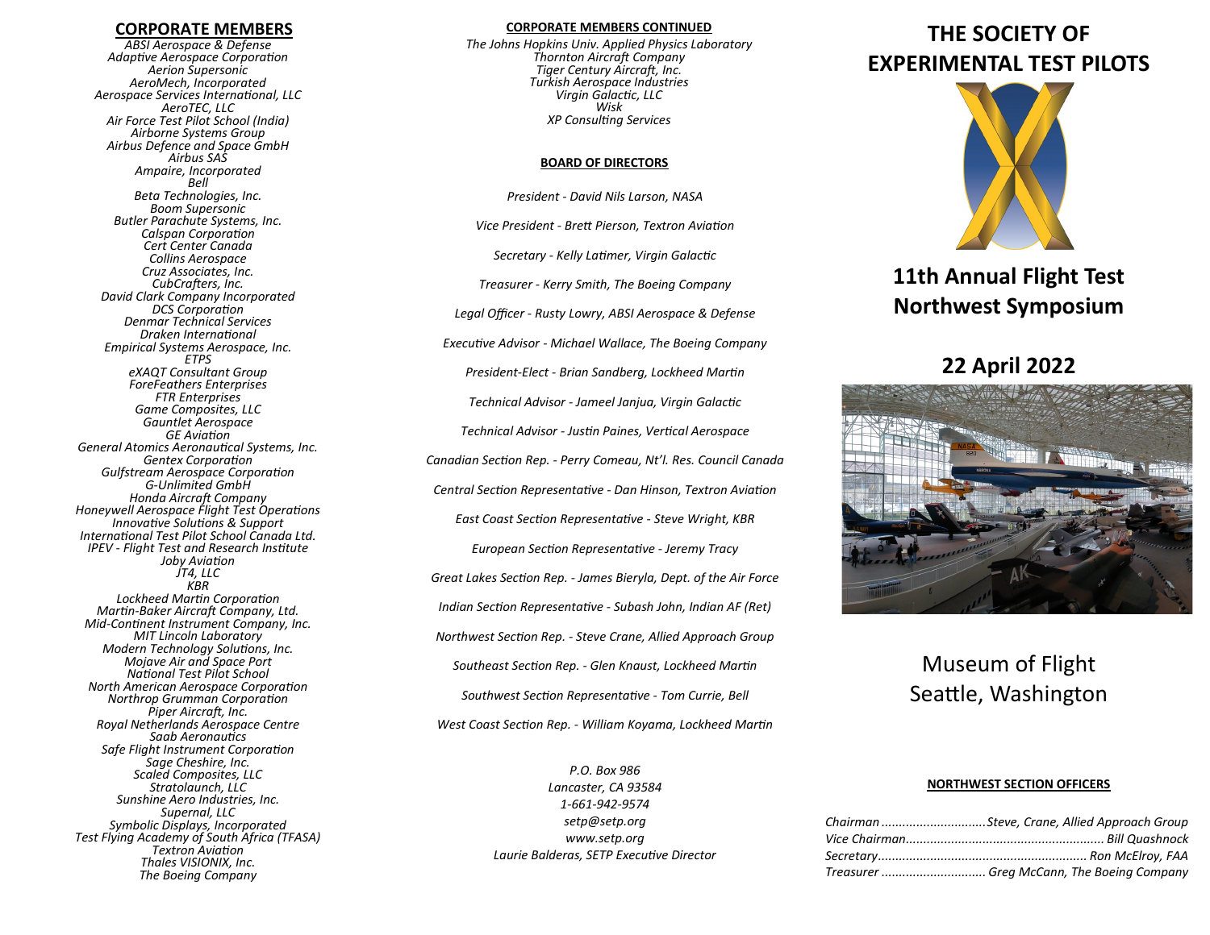## CORPORATE MEMBERS

*ABSI Aerospace & Defense*
*Adaptive Aerospace Corporation*
*Aerion Supersonic*
*AeroMech, Incorporated*
*Aerospace Services International, LLC*
*AeroTEC, LLC*
*Air Force Test Pilot School (India)*
*Airborne Systems Group*
*Airbus Defence and Space GmbH*
*Airbus SAS*
*Ampaire, Incorporated*
*Bell*
*Beta Technologies, Inc.*
*Boom Supersonic*
*Butler Parachute Systems, Inc.*
*Calspan Corporation*
*Cert Center Canada*
*Collins Aerospace*
*Cruz Associates, Inc.*
*CubCrafters, Inc.*
*David Clark Company Incorporated*
*DCS Corporation*
*Denmar Technical Services*
*Draken International*
*Empirical Systems Aerospace, Inc.*
*ETPS*
*eXAQT Consultant Group*
*ForeFeathers Enterprises*
*FTR Enterprises*
*Game Composites, LLC*
*Gauntlet Aerospace*
*GE Aviation*
*General Atomics Aeronautical Systems, Inc.*
*Gentex Corporation*
*Gulfstream Aerospace Corporation*
*G-Unlimited GmbH*
*Honda Aircraft Company*
*Honeywell Aerospace Flight Test Operations*
*Innovative Solutions & Support*
*International Test Pilot School Canada Ltd.*
*IPEV - Flight Test and Research Institute*
*Joby Aviation*
*JT4, LLC*
*KBR*
*Lockheed Martin Corporation*
*Martin-Baker Aircraft Company, Ltd.*
*Mid-Continent Instrument Company, Inc.*
*MIT Lincoln Laboratory*
*Modern Technology Solutions, Inc.*
*Mojave Air and Space Port*
*National Test Pilot School*
*North American Aerospace Corporation*
*Northrop Grumman Corporation*
*Piper Aircraft, Inc.*
*Royal Netherlands Aerospace Centre*
*Saab Aeronautics*
*Safe Flight Instrument Corporation*
*Sage Cheshire, Inc.*
*Scaled Composites, LLC*
*Stratolaunch, LLC*
*Sunshine Aero Industries, Inc.*
*Supernal, LLC*
*Symbolic Displays, Incorporated*
*Test Flying Academy of South Africa (TFASA)*
*Textron Aviation*
*Thales VISIONIX, Inc.*
*The Boeing Company*

## CORPORATE MEMBERS CONTINUED

*The Johns Hopkins Univ. Applied Physics Laboratory*
*Thornton Aircraft Company*
*Tiger Century Aircraft, Inc.*
*Turkish Aerospace Industries*
*Virgin Galactic, LLC*
*Wisk*
*XP Consulting Services*

## BOARD OF DIRECTORS

*President - David Nils Larson, NASA*

*Vice President - Brett Pierson, Textron Aviation*

*Secretary - Kelly Latimer, Virgin Galactic*

*Treasurer - Kerry Smith, The Boeing Company*

*Legal Officer - Rusty Lowry, ABSI Aerospace & Defense*

*Executive Advisor - Michael Wallace, The Boeing Company*

*President-Elect - Brian Sandberg, Lockheed Martin*

*Technical Advisor - Jameel Janjua, Virgin Galactic*

*Technical Advisor - Justin Paines, Vertical Aerospace*

*Canadian Section Rep. - Perry Comeau, Nt'l. Res. Council Canada*

*Central Section Representative - Dan Hinson, Textron Aviation*

*East Coast Section Representative - Steve Wright, KBR*

*European Section Representative - Jeremy Tracy*

*Great Lakes Section Rep. - James Bieryla, Dept. of the Air Force*

*Indian Section Representative - Subash John, Indian AF (Ret)*

*Northwest Section Rep. - Steve Crane, Allied Approach Group*

*Southeast Section Rep. - Glen Knaust, Lockheed Martin*

*Southwest Section Representative - Tom Currie, Bell*

*West Coast Section Rep. - William Koyama, Lockheed Martin*

*P.O. Box 986*
*Lancaster, CA 93584*
*1-661-942-9574*
*setp@setp.org*
*www.setp.org*
*Laurie Balderas, SETP Executive Director*

# THE SOCIETY OF EXPERIMENTAL TEST PILOTS

# 11th Annual Flight Test Northwest Symposium

# 22 April 2022

Museum of Flight
Seattle, Washington

## NORTHWEST SECTION OFFICERS

*Chairman .............................Steve, Crane, Allied Approach Group*
*Vice Chairman........................................................ Bill Quashnock*
*Secretary........................................................... Ron McElroy, FAA*
*Treasurer ............................. Greg McCann, The Boeing Company*